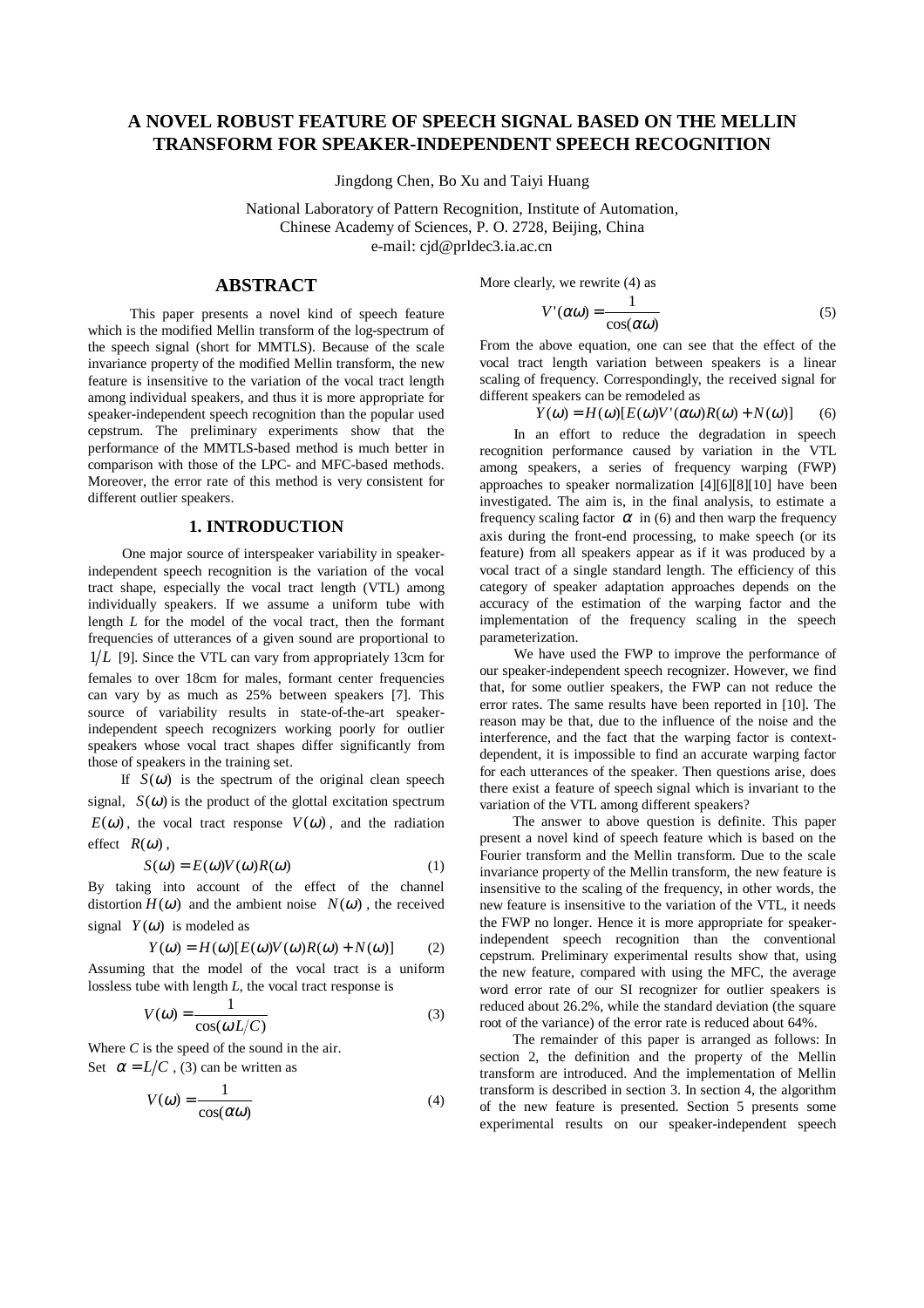# A NOVEL ROBUST FEATURE OF SPEECH SIGNAL BASED ON THE MELLIN TRANSFORM FOR SPEAKER-INDEPENDENT SPEECH RECOGNITION

Jingdong Chen, Bo Xu and Taiyi Huang

National Laboratory of Pattern Recognition, Institute of Automation,
Chinese Academy of Sciences, P. O. 2728, Beijing, China
e-mail: cjd@prldec3.ia.ac.cn

## ABSTRACT

This paper presents a novel kind of speech feature which is the modified Mellin transform of the log-spectrum of the speech signal (short for MMTLS). Because of the scale invariance property of the modified Mellin transform, the new feature is insensitive to the variation of the vocal tract length among individual speakers, and thus it is more appropriate for speaker-independent speech recognition than the popular used cepstrum. The preliminary experiments show that the performance of the MMTLS-based method is much better in comparison with those of the LPC- and MFC-based methods. Moreover, the error rate of this method is very consistent for different outlier speakers.

## 1. INTRODUCTION

One major source of interspeaker variability in speaker-independent speech recognition is the variation of the vocal tract shape, especially the vocal tract length (VTL) among individually speakers. If we assume a uniform tube with length $L$ for the model of the vocal tract, then the formant frequencies of utterances of a given sound are proportional to $1/L$ [9]. Since the VTL can vary from appropriately 13cm for females to over 18cm for males, formant center frequencies can vary by as much as 25% between speakers [7]. This source of variability results in state-of-the-art speaker-independent speech recognizers working poorly for outlier speakers whose vocal tract shapes differ significantly from those of speakers in the training set.

If $S(\omega)$ is the spectrum of the original clean speech signal, $S(\omega)$ is the product of the glottal excitation spectrum $E(\omega)$, the vocal tract response $V(\omega)$, and the radiation effect $R(\omega)$,

$$S(\omega) = E(\omega)V(\omega)R(\omega) \tag{1}$$

By taking into account of the effect of the channel distortion $H(\omega)$ and the ambient noise $N(\omega)$, the received signal $Y(\omega)$ is modeled as

$$Y(\omega) = H(\omega)[E(\omega)V(\omega)R(\omega) + N(\omega)] \tag{2}$$

Assuming that the model of the vocal tract is a uniform lossless tube with length $L$, the vocal tract response is

$$V(\omega) = \frac{1}{\cos(\omega L/C)} \tag{3}$$

Where $C$ is the speed of the sound in the air.

Set $\alpha = L/C$, (3) can be written as

$$V(\omega) = \frac{1}{\cos(\alpha\omega)} \tag{4}$$

More clearly, we rewrite (4) as

$$V'(\alpha\omega) = \frac{1}{\cos(\alpha\omega)} \tag{5}$$

From the above equation, one can see that the effect of the vocal tract length variation between speakers is a linear scaling of frequency. Correspondingly, the received signal for different speakers can be remodeled as

$$Y(\omega) = H(\omega)[E(\omega)V'(\alpha\omega)R(\omega) + N(\omega)] \tag{6}$$

In an effort to reduce the degradation in speech recognition performance caused by variation in the VTL among speakers, a series of frequency warping (FWP) approaches to speaker normalization [4][6][8][10] have been investigated. The aim is, in the final analysis, to estimate a frequency scaling factor $\alpha$ in (6) and then warp the frequency axis during the front-end processing, to make speech (or its feature) from all speakers appear as if it was produced by a vocal tract of a single standard length. The efficiency of this category of speaker adaptation approaches depends on the accuracy of the estimation of the warping factor and the implementation of the frequency scaling in the speech parameterization.

We have used the FWP to improve the performance of our speaker-independent speech recognizer. However, we find that, for some outlier speakers, the FWP can not reduce the error rates. The same results have been reported in [10]. The reason may be that, due to the influence of the noise and the interference, and the fact that the warping factor is context-dependent, it is impossible to find an accurate warping factor for each utterances of the speaker. Then questions arise, does there exist a feature of speech signal which is invariant to the variation of the VTL among different speakers?

The answer to above question is definite. This paper present a novel kind of speech feature which is based on the Fourier transform and the Mellin transform. Due to the scale invariance property of the Mellin transform, the new feature is insensitive to the scaling of the frequency, in other words, the new feature is insensitive to the variation of the VTL, it needs the FWP no longer. Hence it is more appropriate for speaker-independent speech recognition than the conventional cepstrum. Preliminary experimental results show that, using the new feature, compared with using the MFC, the average word error rate of our SI recognizer for outlier speakers is reduced about 26.2%, while the standard deviation (the square root of the variance) of the error rate is reduced about 64%.

The remainder of this paper is arranged as follows: In section 2, the definition and the property of the Mellin transform are introduced. And the implementation of Mellin transform is described in section 3. In section 4, the algorithm of the new feature is presented. Section 5 presents some experimental results on our speaker-independent speech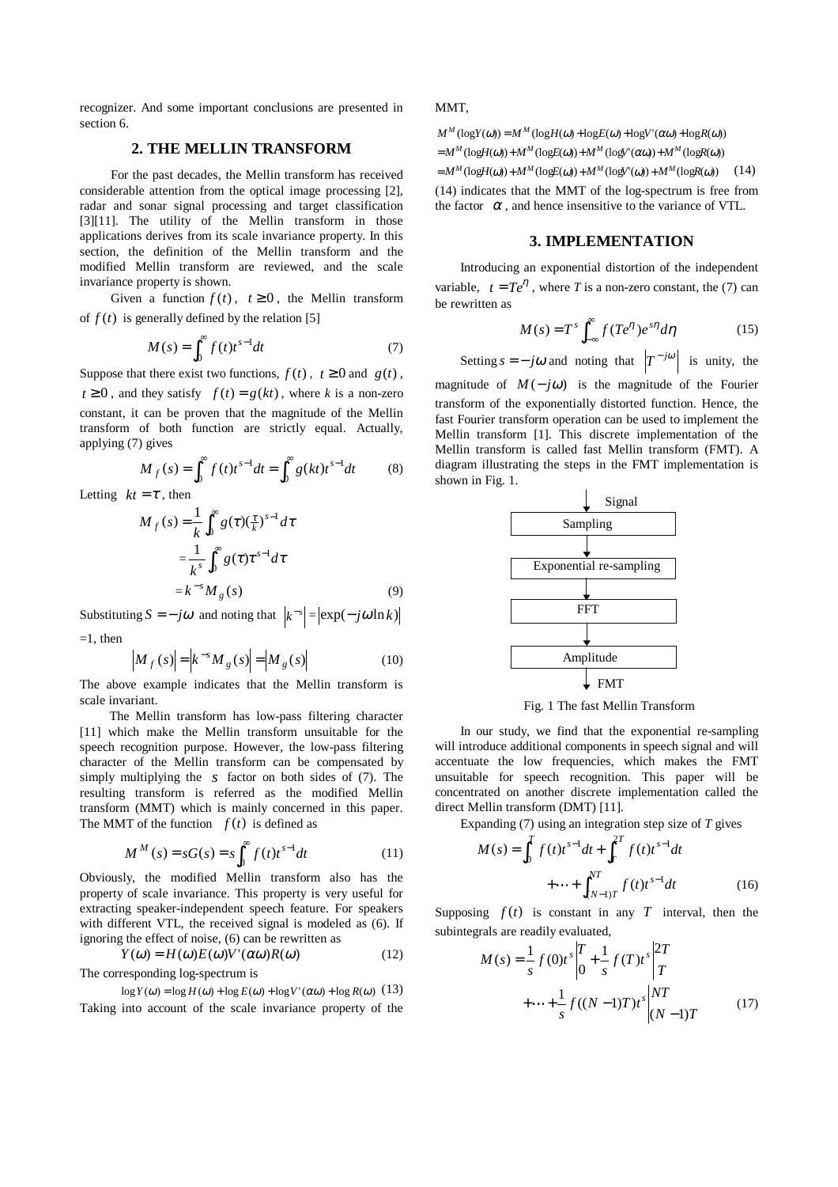recognizer. And some important conclusions are presented in section 6.

## 2. THE MELLIN TRANSFORM

For the past decades, the Mellin transform has received considerable attention from the optical image processing [2], radar and sonar signal processing and target classification [3][11]. The utility of the Mellin transform in those applications derives from its scale invariance property. In this section, the definition of the Mellin transform and the modified Mellin transform are reviewed, and the scale invariance property is shown.

Given a function $f(t)$, $t \geq 0$, the Mellin transform of $f(t)$ is generally defined by the relation [5]

$$M(s) = \int_0^\infty f(t)t^{s-1}dt \tag{7}$$

Suppose that there exist two functions, $f(t)$, $t \geq 0$ and $g(t)$, $t \geq 0$, and they satisfy $f(t) = g(kt)$, where $k$ is a non-zero constant, it can be proven that the magnitude of the Mellin transform of both function are strictly equal. Actually, applying (7) gives

$$M_f(s) = \int_0^\infty f(t)t^{s-1}dt = \int_0^\infty g(kt)t^{s-1}dt \tag{8}$$

Letting $kt = \tau$, then

$$\begin{aligned} M_f(s) &= \frac{1}{k}\int_0^\infty g(\tau)(\tfrac{\tau}{k})^{s-1}d\tau \\ &= \frac{1}{k^s}\int_0^\infty g(\tau)\tau^{s-1}d\tau \\ &= k^{-s}M_g(s) \end{aligned} \tag{9}$$

Substituting $S = -j\omega$ and noting that $\left|k^{-s}\right| = \left|\exp(-j\omega \ln k)\right|$ =1, then

$$\left|M_f(s)\right| = \left|k^{-s}M_g(s)\right| = \left|M_g(s)\right| \tag{10}$$

The above example indicates that the Mellin transform is scale invariant.

The Mellin transform has low-pass filtering character [11] which make the Mellin transform unsuitable for the speech recognition purpose. However, the low-pass filtering character of the Mellin transform can be compensated by simply multiplying the $s$ factor on both sides of (7). The resulting transform is referred as the modified Mellin transform (MMT) which is mainly concerned in this paper. The MMT of the function $f(t)$ is defined as

$$M^M(s) = sG(s) = s\int_0^\infty f(t)t^{s-1}dt \tag{11}$$

Obviously, the modified Mellin transform also has the property of scale invariance. This property is very useful for extracting speaker-independent speech feature. For speakers with different VTL, the received signal is modeled as (6). If ignoring the effect of noise, (6) can be rewritten as

$$Y(\omega) = H(\omega)E(\omega)V'(\alpha\omega)R(\omega) \tag{12}$$

The corresponding log-spectrum is

$$\log Y(\omega) = \log H(\omega) + \log E(\omega) + \log V'(\alpha\omega) + \log R(\omega) \tag{13}$$

Taking into account of the scale invariance property of the MMT,

$$\begin{aligned} &M^M(\log Y(\omega)) = M^M(\log H(\omega) + \log E(\omega) + \log V'(\alpha\omega) + \log R(\omega)) \\ &= M^M(\log H(\omega)) + M^M(\log E(\omega)) + M^M(\log V'(\alpha\omega)) + M^M(\log R(\omega)) \\ &= M^M(\log H(\omega)) + M^M(\log E(\omega)) + M^M(\log V'(\omega)) + M^M(\log R(\omega)) \end{aligned} \tag{14}$$

(14) indicates that the MMT of the log-spectrum is free from the factor $\alpha$, and hence insensitive to the variance of VTL.

## 3. IMPLEMENTATION

Introducing an exponential distortion of the independent variable, $t = Te^{\eta}$, where $T$ is a non-zero constant, the (7) can be rewritten as

$$M(s) = T^s\int_{-\infty}^{\infty} f(Te^{\eta})e^{s\eta}d\eta \tag{15}$$

Setting $s = -j\omega$ and noting that $\left|T^{-j\omega}\right|$ is unity, the magnitude of $M(-j\omega)$ is the magnitude of the Fourier transform of the exponentially distorted function. Hence, the fast Fourier transform operation can be used to implement the Mellin transform [1]. This discrete implementation of the Mellin transform is called fast Mellin transform (FMT). A diagram illustrating the steps in the FMT implementation is shown in Fig. 1.

Signal → Sampling → Exponential re-sampling → FFT → Amplitude → FMT

Fig. 1 The fast Mellin Transform

In our study, we find that the exponential re-sampling will introduce additional components in speech signal and will accentuate the low frequencies, which makes the FMT unsuitable for speech recognition. This paper will be concentrated on another discrete implementation called the direct Mellin transform (DMT) [11].

Expanding (7) using an integration step size of $T$ gives

$$M(s) = \int_0^T f(t)t^{s-1}dt + \int_T^{2T} f(t)t^{s-1}dt + \cdots + \int_{(N-1)T}^{NT} f(t)t^{s-1}dt \tag{16}$$

Supposing $f(t)$ is constant in any $T$ interval, then the subintegrals are readily evaluated,

$$M(s) = \frac{1}{s}f(0)t^s\Big|_0^T + \frac{1}{s}f(T)t^s\Big|_T^{2T} + \cdots + \frac{1}{s}f((N-1)T)t^s\Big|_{(N-1)T}^{NT} \tag{17}$$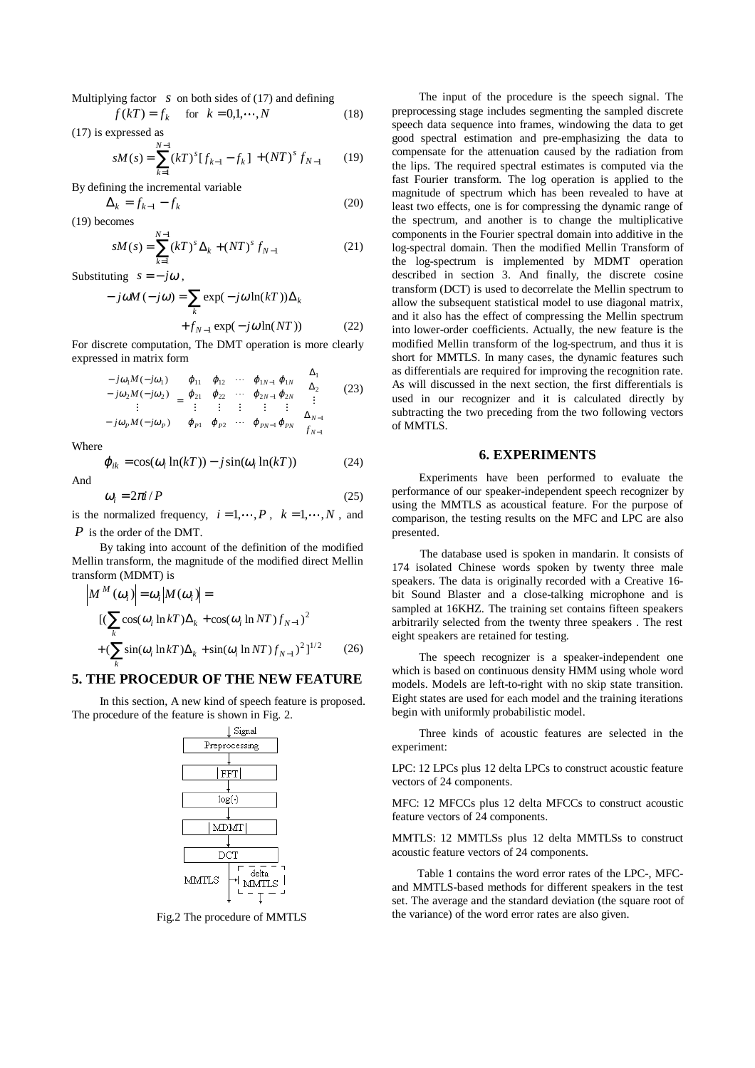Multiplying factor $s$ on both sides of (17) and defining

$$f(kT) = f_k \quad \text{for} \quad k = 0,1,\cdots,N \tag{18}$$

(17) is expressed as

$$sM(s) = \sum_{k=1}^{N-1} (kT)^s [f_{k-1} - f_k] + (NT)^s f_{N-1} \tag{19}$$

By defining the incremental variable

$$\Delta_k = f_{k-1} - f_k \tag{20}$$

(19) becomes

$$sM(s) = \sum_{k=1}^{N-1} (kT)^s \Delta_k + (NT)^s f_{N-1} \tag{21}$$

Substituting $s = -j\omega$,

$$-j\omega M(-j\omega) = \sum_k \exp(-j\omega \ln(kT))\Delta_k + f_{N-1}\exp(-j\omega \ln(NT)) \tag{22}$$

For discrete computation, The DMT operation is more clearly expressed in matrix form

$$\begin{bmatrix} -j\omega_1 M(-j\omega_1) \\ -j\omega_2 M(-j\omega_2) \\ \vdots \\ -j\omega_P M(-j\omega_P) \end{bmatrix} = \begin{bmatrix} \varphi_{11} & \varphi_{12} & \cdots & \varphi_{1N-1} & \varphi_{1N} \\ \varphi_{21} & \varphi_{22} & \cdots & \varphi_{2N-1} & \varphi_{2N} \\ \vdots & \vdots & \vdots & \vdots & \vdots \\ \varphi_{P1} & \varphi_{P2} & \cdots & \varphi_{PN-1} & \varphi_{PN} \end{bmatrix} \begin{bmatrix} \Delta_1 \\ \Delta_2 \\ \vdots \\ \Delta_{N-1} \\ f_{N-1} \end{bmatrix} \tag{23}$$

Where

$$\varphi_{ik} = \cos(\omega_i \ln(kT)) - j\sin(\omega_i \ln(kT)) \tag{24}$$

And

$$\omega_i = 2\pi i / P \tag{25}$$

is the normalized frequency, $i = 1,\cdots,P$, $k = 1,\cdots,N$, and $P$ is the order of the DMT.

By taking into account of the definition of the modified Mellin transform, the magnitude of the modified direct Mellin transform (MDMT) is

$$\begin{aligned} \left|M^M(\omega_i)\right| &= \omega_i \left|M(\omega_i)\right| = \\ &[(\sum_k \cos(\omega_i \ln kT)\Delta_k + \cos(\omega_i \ln NT) f_{N-1})^2 \\ &+ (\sum_k \sin(\omega_i \ln kT)\Delta_k + \sin(\omega_i \ln NT) f_{N-1})^2]^{1/2} \end{aligned} \tag{26}$$

## 5. THE PROCEDUR OF THE NEW FEATURE

In this section, A new kind of speech feature is proposed. The procedure of the feature is shown in Fig. 2.

Fig.2 The procedure of MMTLS

The input of the procedure is the speech signal. The preprocessing stage includes segmenting the sampled discrete speech data sequence into frames, windowing the data to get good spectral estimation and pre-emphasizing the data to compensate for the attenuation caused by the radiation from the lips. The required spectral estimates is computed via the fast Fourier transform. The log operation is applied to the magnitude of spectrum which has been revealed to have at least two effects, one is for compressing the dynamic range of the spectrum, and another is to change the multiplicative components in the Fourier spectral domain into additive in the log-spectral domain. Then the modified Mellin Transform of the log-spectrum is implemented by MDMT operation described in section 3. And finally, the discrete cosine transform (DCT) is used to decorrelate the Mellin spectrum to allow the subsequent statistical model to use diagonal matrix, and it also has the effect of compressing the Mellin spectrum into lower-order coefficients. Actually, the new feature is the modified Mellin transform of the log-spectrum, and thus it is short for MMTLS. In many cases, the dynamic features such as differentials are required for improving the recognition rate. As will discussed in the next section, the first differentials is used in our recognizer and it is calculated directly by subtracting the two preceding from the two following vectors of MMTLS.

## 6. EXPERIMENTS

Experiments have been performed to evaluate the performance of our speaker-independent speech recognizer by using the MMTLS as acoustical feature. For the purpose of comparison, the testing results on the MFC and LPC are also presented.

The database used is spoken in mandarin. It consists of 174 isolated Chinese words spoken by twenty three male speakers. The data is originally recorded with a Creative 16-bit Sound Blaster and a close-talking microphone and is sampled at 16KHZ. The training set contains fifteen speakers arbitrarily selected from the twenty three speakers . The rest eight speakers are retained for testing.

The speech recognizer is a speaker-independent one which is based on continuous density HMM using whole word models. Models are left-to-right with no skip state transition. Eight states are used for each model and the training iterations begin with uniformly probabilistic model.

Three kinds of acoustic features are selected in the experiment:

LPC: 12 LPCs plus 12 delta LPCs to construct acoustic feature vectors of 24 components.

MFC: 12 MFCCs plus 12 delta MFCCs to construct acoustic feature vectors of 24 components.

MMTLS: 12 MMTLSs plus 12 delta MMTLSs to construct acoustic feature vectors of 24 components.

Table 1 contains the word error rates of the LPC-, MFC- and MMTLS-based methods for different speakers in the test set. The average and the standard deviation (the square root of the variance) of the word error rates are also given.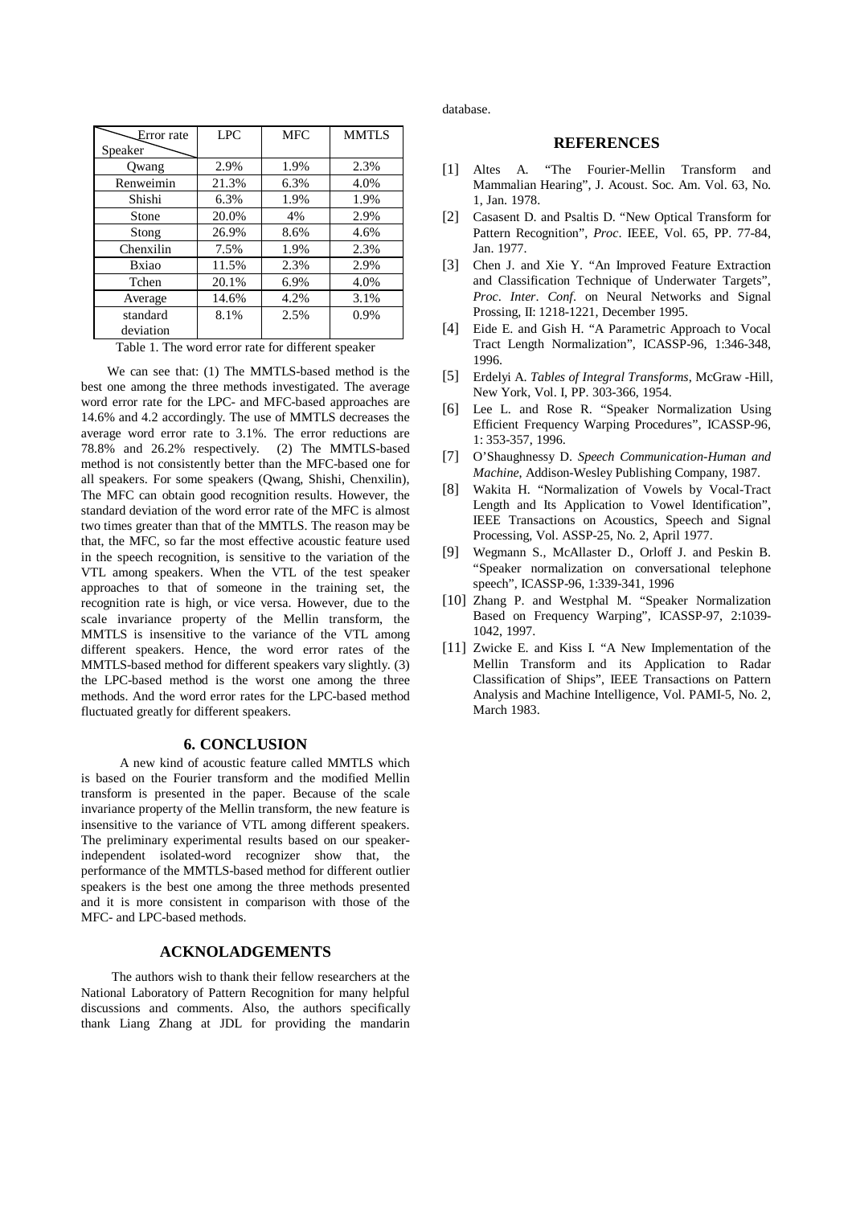| Error rate / Speaker | LPC | MFC | MMTLS |
|---|---|---|---|
| Qwang | 2.9% | 1.9% | 2.3% |
| Renweimin | 21.3% | 6.3% | 4.0% |
| Shishi | 6.3% | 1.9% | 1.9% |
| Stone | 20.0% | 4% | 2.9% |
| Stong | 26.9% | 8.6% | 4.6% |
| Chenxilin | 7.5% | 1.9% | 2.3% |
| Bxiao | 11.5% | 2.3% | 2.9% |
| Tchen | 20.1% | 6.9% | 4.0% |
| Average | 14.6% | 4.2% | 3.1% |
| standard deviation | 8.1% | 2.5% | 0.9% |

Table 1. The word error rate for different speaker

We can see that: (1) The MMTLS-based method is the best one among the three methods investigated. The average word error rate for the LPC- and MFC-based approaches are 14.6% and 4.2 accordingly. The use of MMTLS decreases the average word error rate to 3.1%. The error reductions are 78.8% and 26.2% respectively. (2) The MMTLS-based method is not consistently better than the MFC-based one for all speakers. For some speakers (Qwang, Shishi, Chenxilin), The MFC can obtain good recognition results. However, the standard deviation of the word error rate of the MFC is almost two times greater than that of the MMTLS. The reason may be that, the MFC, so far the most effective acoustic feature used in the speech recognition, is sensitive to the variation of the VTL among speakers. When the VTL of the test speaker approaches to that of someone in the training set, the recognition rate is high, or vice versa. However, due to the scale invariance property of the Mellin transform, the MMTLS is insensitive to the variance of the VTL among different speakers. Hence, the word error rates of the MMTLS-based method for different speakers vary slightly. (3) the LPC-based method is the worst one among the three methods. And the word error rates for the LPC-based method fluctuated greatly for different speakers.

## 6. CONCLUSION

A new kind of acoustic feature called MMTLS which is based on the Fourier transform and the modified Mellin transform is presented in the paper. Because of the scale invariance property of the Mellin transform, the new feature is insensitive to the variance of VTL among different speakers. The preliminary experimental results based on our speaker-independent isolated-word recognizer show that, the performance of the MMTLS-based method for different outlier speakers is the best one among the three methods presented and it is more consistent in comparison with those of the MFC- and LPC-based methods.

## ACKNOLADGEMENTS

The authors wish to thank their fellow researchers at the National Laboratory of Pattern Recognition for many helpful discussions and comments. Also, the authors specifically thank Liang Zhang at JDL for providing the mandarin database.

## REFERENCES

[1] Altes A. "The Fourier-Mellin Transform and Mammalian Hearing", J. Acoust. Soc. Am. Vol. 63, No. 1, Jan. 1978.

[2] Casasent D. and Psaltis D. "New Optical Transform for Pattern Recognition", *Proc*. IEEE, Vol. 65, PP. 77-84, Jan. 1977.

[3] Chen J. and Xie Y. "An Improved Feature Extraction and Classification Technique of Underwater Targets", *Proc*. *Inter*. *Conf*. on Neural Networks and Signal Prossing, II: 1218-1221, December 1995.

[4] Eide E. and Gish H. "A Parametric Approach to Vocal Tract Length Normalization", ICASSP-96, 1:346-348, 1996.

[5] Erdelyi A. *Tables of Integral Transforms*, McGraw -Hill, New York, Vol. I, PP. 303-366, 1954.

[6] Lee L. and Rose R. "Speaker Normalization Using Efficient Frequency Warping Procedures", ICASSP-96, 1: 353-357, 1996.

[7] O'Shaughnessy D. *Speech Communication-Human and Machine*, Addison-Wesley Publishing Company, 1987.

[8] Wakita H. "Normalization of Vowels by Vocal-Tract Length and Its Application to Vowel Identification", IEEE Transactions on Acoustics, Speech and Signal Processing, Vol. ASSP-25, No. 2, April 1977.

[9] Wegmann S., McAllaster D., Orloff J. and Peskin B. "Speaker normalization on conversational telephone speech", ICASSP-96, 1:339-341, 1996

[10] Zhang P. and Westphal M. "Speaker Normalization Based on Frequency Warping", ICASSP-97, 2:1039-1042, 1997.

[11] Zwicke E. and Kiss I. "A New Implementation of the Mellin Transform and its Application to Radar Classification of Ships", IEEE Transactions on Pattern Analysis and Machine Intelligence, Vol. PAMI-5, No. 2, March 1983.